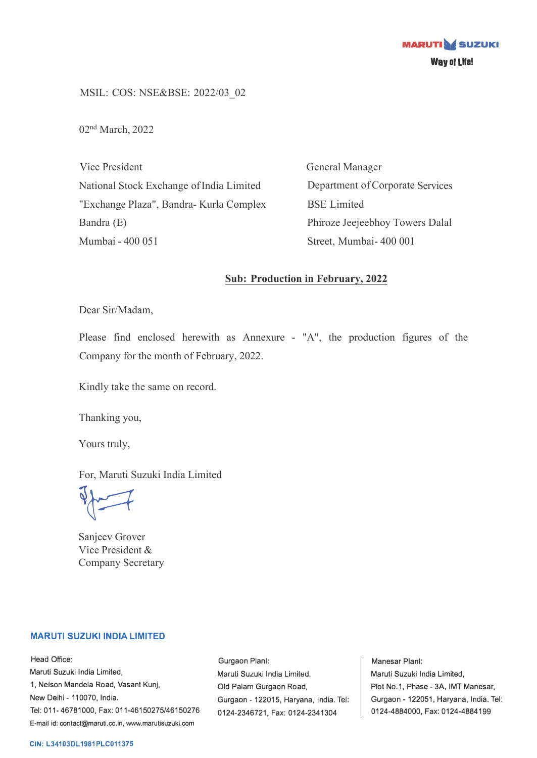MARUTI SUZUKI
Way of Life!

MSIL: COS: NSE&BSE: 2022/03_02

02nd March, 2022

Vice President
National Stock Exchange of India Limited
"Exchange Plaza", Bandra- Kurla Complex
Bandra (E)
Mumbai - 400 051

General Manager
Department of Corporate Services
BSE Limited
Phiroze Jeejeebhoy Towers Dalal
Street, Mumbai- 400 001

**Sub: Production in February, 2022**

Dear Sir/Madam,

Please find enclosed herewith as Annexure - "A", the production figures of the Company for the month of February, 2022.

Kindly take the same on record.

Thanking you,

Yours truly,

For, Maruti Suzuki India Limited

Sanjeev Grover
Vice President &
Company Secretary

**MARUTI SUZUKI INDIA LIMITED**

Head Office:
Maruti Suzuki India Limited,
1, Nelson Mandela Road, Vasant Kunj,
New Delhi - 110070, India.
Tel: 011- 46781000, Fax: 011-46150275/46150276
E-mail id: contact@maruti.co.in, www.marutisuzuki.com

Gurgaon Plant:
Maruti Suzuki India Limited,
Old Palam Gurgaon Road,
Gurgaon - 122015, Haryana, India. Tel: 0124-2346721, Fax: 0124-2341304

Manesar Plant:
Maruti Suzuki India Limited,
Plot No.1, Phase - 3A, IMT Manesar,
Gurgaon - 122051, Haryana, India. Tel: 0124-4884000, Fax: 0124-4884199

CIN: L34103DL1981PLC011375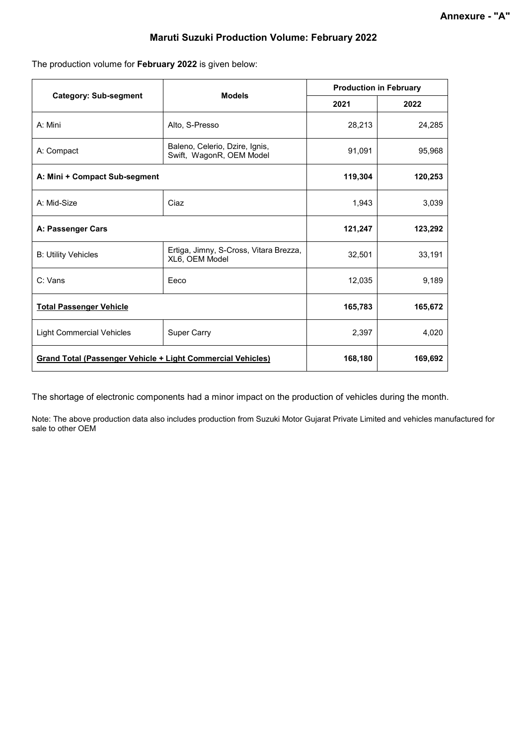**Annexure - "A"**

## Maruti Suzuki Production Volume: February 2022

The production volume for **February 2022** is given below:

| Category: Sub-segment | Models | Production in February | |
|---|---|---|---|
| | | 2021 | 2022 |
| A: Mini | Alto, S-Presso | 28,213 | 24,285 |
| A: Compact | Baleno, Celerio, Dzire, Ignis, Swift, WagonR, OEM Model | 91,091 | 95,968 |
| **A: Mini + Compact Sub-segment** | | **119,304** | **120,253** |
| A: Mid-Size | Ciaz | 1,943 | 3,039 |
| **A: Passenger Cars** | | **121,247** | **123,292** |
| B: Utility Vehicles | Ertiga, Jimny, S-Cross, Vitara Brezza, XL6, OEM Model | 32,501 | 33,191 |
| C: Vans | Eeco | 12,035 | 9,189 |
| **Total Passenger Vehicle** | | **165,783** | **165,672** |
| Light Commercial Vehicles | Super Carry | 2,397 | 4,020 |
| **Grand Total (Passenger Vehicle + Light Commercial Vehicles)** | | **168,180** | **169,692** |

The shortage of electronic components had a minor impact on the production of vehicles during the month.

Note: The above production data also includes production from Suzuki Motor Gujarat Private Limited and vehicles manufactured for sale to other OEM